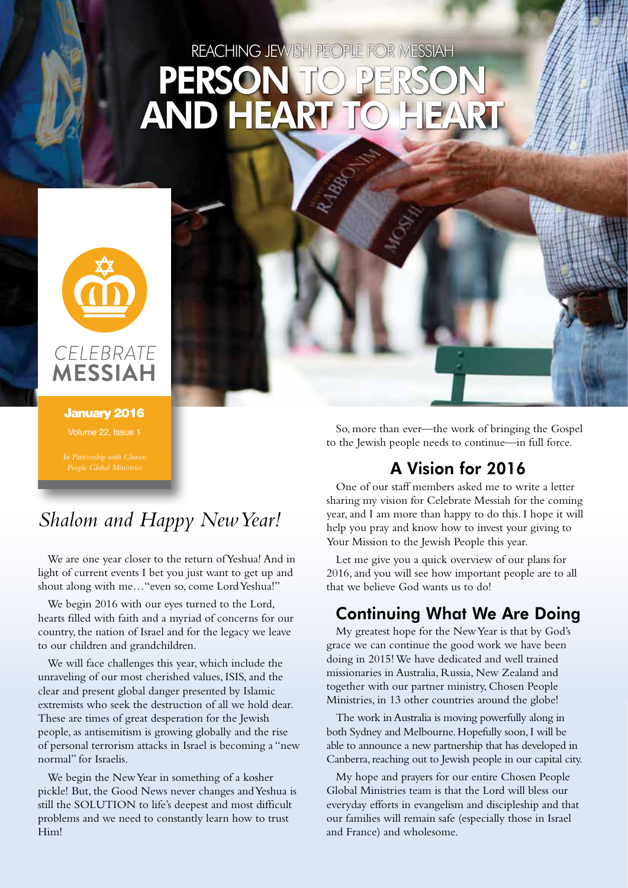REACHING JEWISH PEOPLE FOR MESSIAH

# PERSON TO PERSON AND HEART TO HEART

CELEBRATE MESSIAH

**January 2016**

Volume 22, Issue 1

*In Partnership with Chosen People Global Ministries*

## *Shalom and Happy New Year!*

We are one year closer to the return of Yeshua! And in light of current events I bet you just want to get up and shout along with me…"even so, come Lord Yeshua!"

We begin 2016 with our eyes turned to the Lord, hearts filled with faith and a myriad of concerns for our country, the nation of Israel and for the legacy we leave to our children and grandchildren.

We will face challenges this year, which include the unraveling of our most cherished values, ISIS, and the clear and present global danger presented by Islamic extremists who seek the destruction of all we hold dear. These are times of great desperation for the Jewish people, as antisemitism is growing globally and the rise of personal terrorism attacks in Israel is becoming a "new normal" for Israelis.

We begin the New Year in something of a kosher pickle! But, the Good News never changes and Yeshua is still the SOLUTION to life's deepest and most difficult problems and we need to constantly learn how to trust Him!

So, more than ever—the work of bringing the Gospel to the Jewish people needs to continue—in full force.

## A Vision for 2016

One of our staff members asked me to write a letter sharing my vision for Celebrate Messiah for the coming year, and I am more than happy to do this. I hope it will help you pray and know how to invest your giving to Your Mission to the Jewish People this year.

Let me give you a quick overview of our plans for 2016, and you will see how important people are to all that we believe God wants us to do!

## Continuing What We Are Doing

My greatest hope for the New Year is that by God's grace we can continue the good work we have been doing in 2015! We have dedicated and well trained missionaries in Australia, Russia, New Zealand and together with our partner ministry, Chosen People Ministries, in 13 other countries around the globe!

The work in Australia is moving powerfully along in both Sydney and Melbourne. Hopefully soon, I will be able to announce a new partnership that has developed in Canberra, reaching out to Jewish people in our capital city.

My hope and prayers for our entire Chosen People Global Ministries team is that the Lord will bless our everyday efforts in evangelism and discipleship and that our families will remain safe (especially those in Israel and France) and wholesome.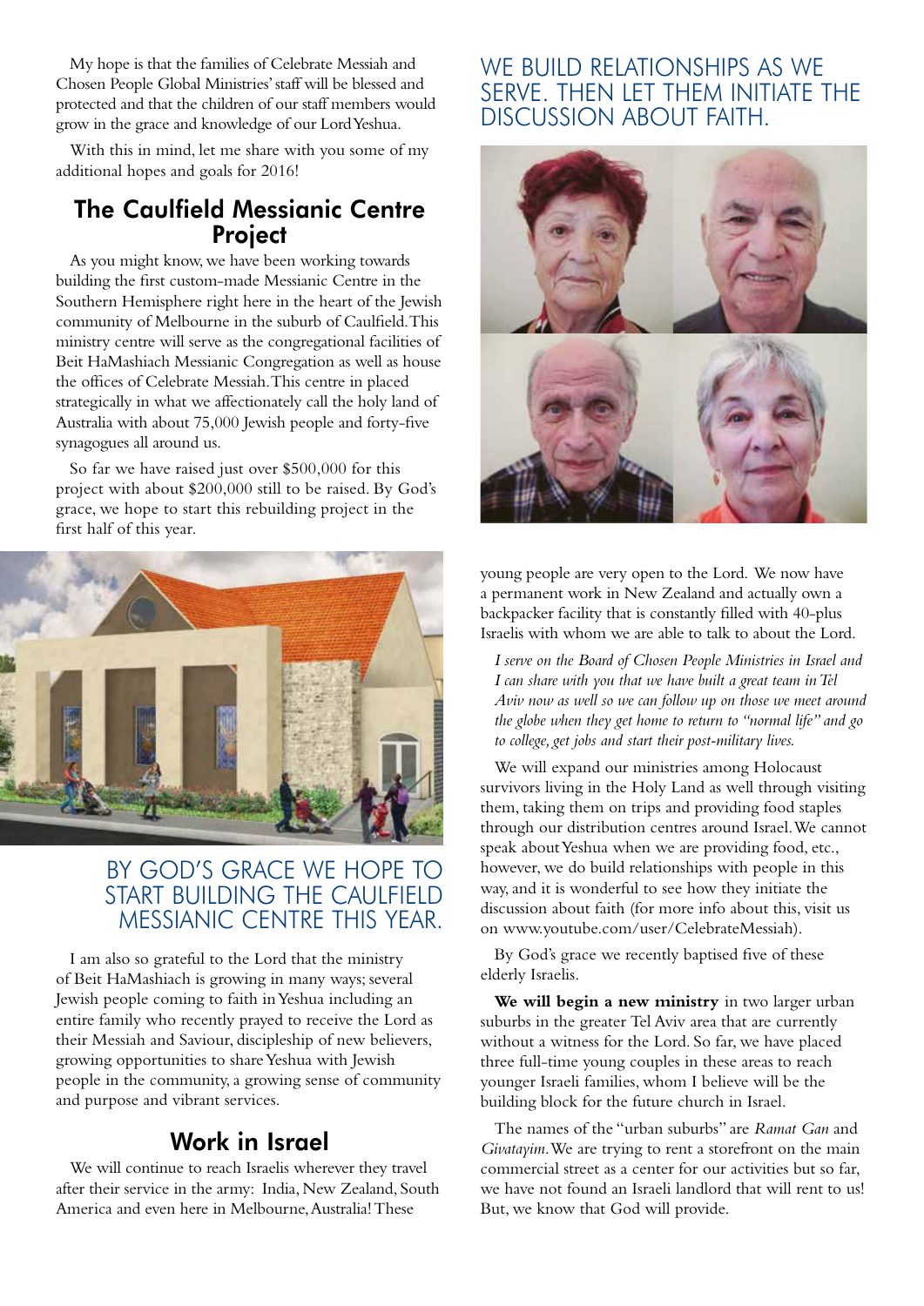My hope is that the families of Celebrate Messiah and Chosen People Global Ministries' staff will be blessed and protected and that the children of our staff members would grow in the grace and knowledge of our Lord Yeshua.

With this in mind, let me share with you some of my additional hopes and goals for 2016!

## The Caulfield Messianic Centre Project

As you might know, we have been working towards building the first custom-made Messianic Centre in the Southern Hemisphere right here in the heart of the Jewish community of Melbourne in the suburb of Caulfield. This ministry centre will serve as the congregational facilities of Beit HaMashiach Messianic Congregation as well as house the offices of Celebrate Messiah. This centre in placed strategically in what we affectionately call the holy land of Australia with about 75,000 Jewish people and forty-five synagogues all around us.

So far we have raised just over $500,000 for this project with about $200,000 still to be raised. By God's grace, we hope to start this rebuilding project in the first half of this year.

BY GOD'S GRACE WE HOPE TO START BUILDING THE CAULFIELD MESSIANIC CENTRE THIS YEAR.

I am also so grateful to the Lord that the ministry of Beit HaMashiach is growing in many ways; several Jewish people coming to faith in Yeshua including an entire family who recently prayed to receive the Lord as their Messiah and Saviour, discipleship of new believers, growing opportunities to share Yeshua with Jewish people in the community, a growing sense of community and purpose and vibrant services.

## Work in Israel

We will continue to reach Israelis wherever they travel after their service in the army: India, New Zealand, South America and even here in Melbourne, Australia! These young people are very open to the Lord. We now have a permanent work in New Zealand and actually own a backpacker facility that is constantly filled with 40-plus Israelis with whom we are able to talk to about the Lord.

WE BUILD RELATIONSHIPS AS WE SERVE. THEN LET THEM INITIATE THE DISCUSSION ABOUT FAITH.

*I serve on the Board of Chosen People Ministries in Israel and I can share with you that we have built a great team in Tel Aviv now as well so we can follow up on those we meet around the globe when they get home to return to "normal life" and go to college, get jobs and start their post-military lives.*

We will expand our ministries among Holocaust survivors living in the Holy Land as well through visiting them, taking them on trips and providing food staples through our distribution centres around Israel. We cannot speak about Yeshua when we are providing food, etc., however, we do build relationships with people in this way, and it is wonderful to see how they initiate the discussion about faith (for more info about this, visit us on www.youtube.com/user/CelebrateMessiah).

By God's grace we recently baptised five of these elderly Israelis.

**We will begin a new ministry** in two larger urban suburbs in the greater Tel Aviv area that are currently without a witness for the Lord. So far, we have placed three full-time young couples in these areas to reach younger Israeli families, whom I believe will be the building block for the future church in Israel.

The names of the "urban suburbs" are *Ramat Gan* and *Givatayim*. We are trying to rent a storefront on the main commercial street as a center for our activities but so far, we have not found an Israeli landlord that will rent to us! But, we know that God will provide.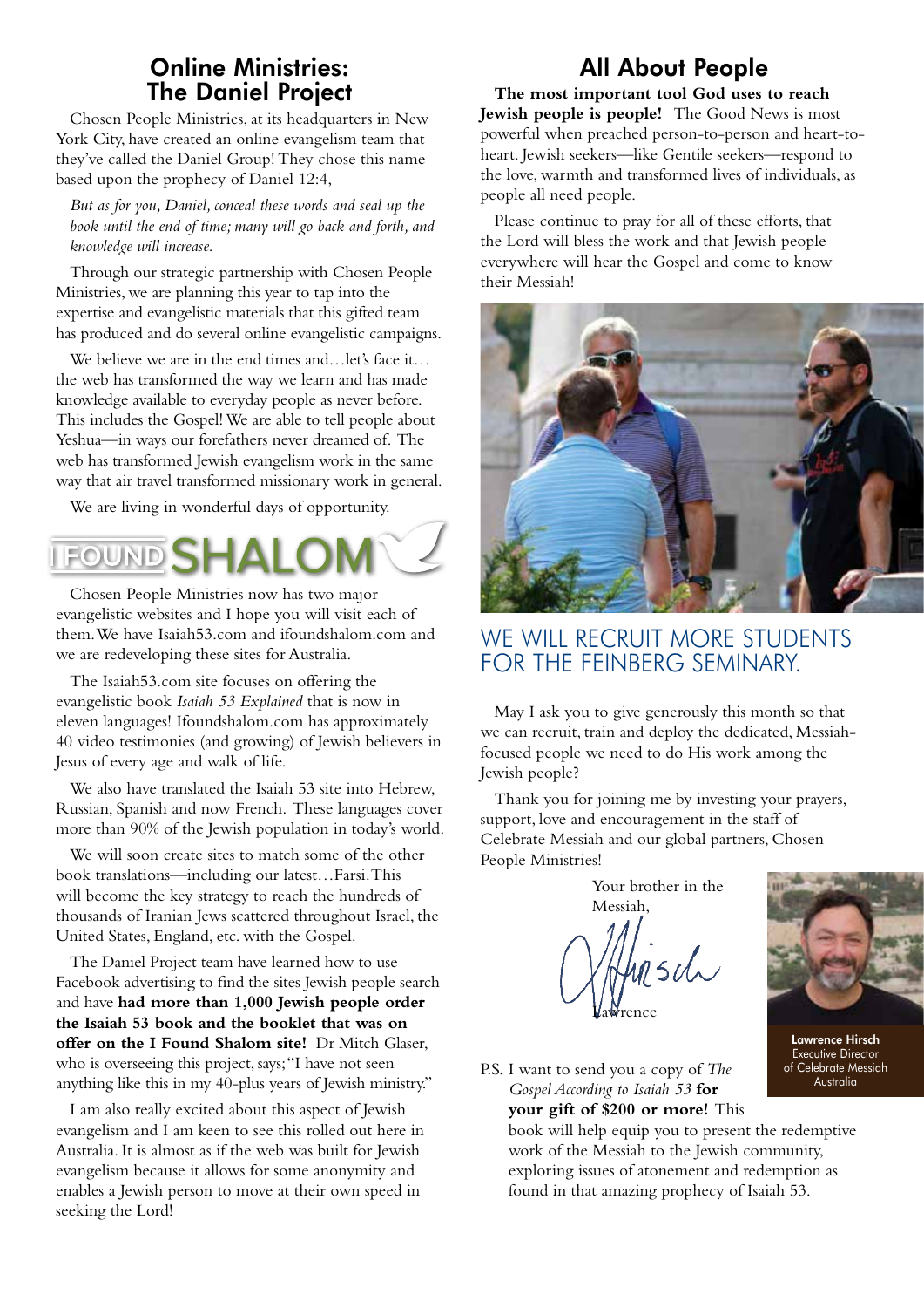## Online Ministries: The Daniel Project

Chosen People Ministries, at its headquarters in New York City, have created an online evangelism team that they've called the Daniel Group! They chose this name based upon the prophecy of Daniel 12:4,

*But as for you, Daniel, conceal these words and seal up the book until the end of time; many will go back and forth, and knowledge will increase.*

Through our strategic partnership with Chosen People Ministries, we are planning this year to tap into the expertise and evangelistic materials that this gifted team has produced and do several online evangelistic campaigns.

We believe we are in the end times and…let's face it… the web has transformed the way we learn and has made knowledge available to everyday people as never before. This includes the Gospel! We are able to tell people about Yeshua—in ways our forefathers never dreamed of. The web has transformed Jewish evangelism work in the same way that air travel transformed missionary work in general.

We are living in wonderful days of opportunity.

I FOUND SHALOM

Chosen People Ministries now has two major evangelistic websites and I hope you will visit each of them. We have Isaiah53.com and ifoundshalom.com and we are redeveloping these sites for Australia.

The Isaiah53.com site focuses on offering the evangelistic book *Isaiah 53 Explained* that is now in eleven languages! Ifoundshalom.com has approximately 40 video testimonies (and growing) of Jewish believers in Jesus of every age and walk of life.

We also have translated the Isaiah 53 site into Hebrew, Russian, Spanish and now French. These languages cover more than 90% of the Jewish population in today's world.

We will soon create sites to match some of the other book translations—including our latest…Farsi. This will become the key strategy to reach the hundreds of thousands of Iranian Jews scattered throughout Israel, the United States, England, etc. with the Gospel.

The Daniel Project team have learned how to use Facebook advertising to find the sites Jewish people search and have **had more than 1,000 Jewish people order the Isaiah 53 book and the booklet that was on offer on the I Found Shalom site!** Dr Mitch Glaser, who is overseeing this project, says; "I have not seen anything like this in my 40-plus years of Jewish ministry."

I am also really excited about this aspect of Jewish evangelism and I am keen to see this rolled out here in Australia. It is almost as if the web was built for Jewish evangelism because it allows for some anonymity and enables a Jewish person to move at their own speed in seeking the Lord!

## All About People

**The most important tool God uses to reach Jewish people is people!** The Good News is most powerful when preached person-to-person and heart-to-heart. Jewish seekers—like Gentile seekers—respond to the love, warmth and transformed lives of individuals, as people all need people.

Please continue to pray for all of these efforts, that the Lord will bless the work and that Jewish people everywhere will hear the Gospel and come to know their Messiah!

WE WILL RECRUIT MORE STUDENTS FOR THE FEINBERG SEMINARY.

May I ask you to give generously this month so that we can recruit, train and deploy the dedicated, Messiah-focused people we need to do His work among the Jewish people?

Thank you for joining me by investing your prayers, support, love and encouragement in the staff of Celebrate Messiah and our global partners, Chosen People Ministries!

Your brother in the Messiah,

Lawrence

**Lawrence Hirsch**
Executive Director of Celebrate Messiah Australia

P.S. I want to send you a copy of *The Gospel According to Isaiah 53* **for your gift of $200 or more!** This book will help equip you to present the redemptive work of the Messiah to the Jewish community, exploring issues of atonement and redemption as found in that amazing prophecy of Isaiah 53.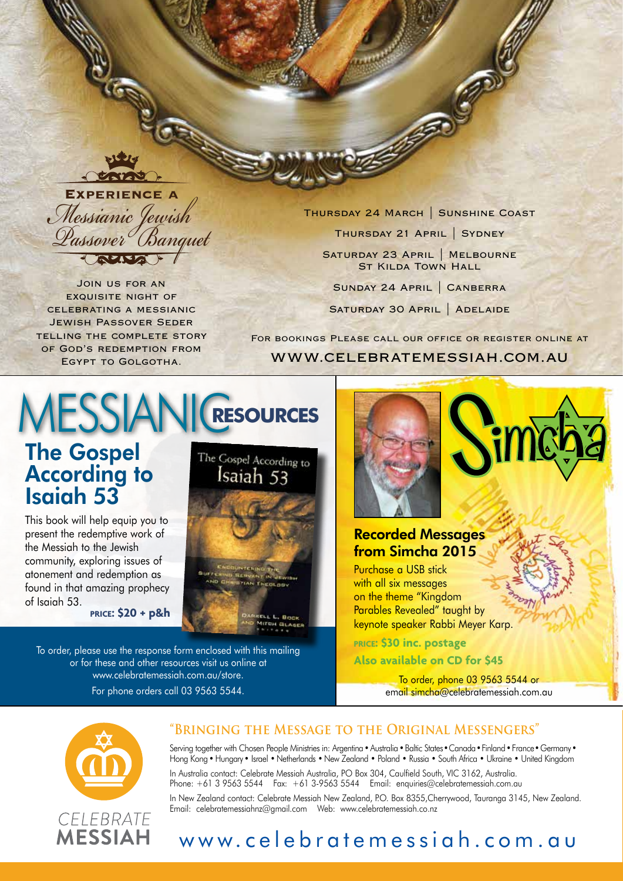## Experience a *Messianic Jewish Passover Banquet*

Join us for an exquisite night of celebrating a Messianic Jewish Passover Seder telling the complete story of God's redemption from Egypt to Golgotha.

Thursday 24 March | Sunshine Coast

Thursday 21 April | Sydney

Saturday 23 April | Melbourne
St Kilda Town Hall

Sunday 24 April | Canberra

Saturday 30 April | Adelaide

For bookings please call our office or register online at

**WWW.CELEBRATEMESSIAH.COM.AU**

# MESSIANIC RESOURCES

## The Gospel According to Isaiah 53

This book will help equip you to present the redemptive work of the Messiah to the Jewish community, exploring issues of atonement and redemption as found in that amazing prophecy of Isaiah 53.

**PRICE: $20 + p&h**

To order, please use the response form enclosed with this mailing or for these and other resources visit us online at www.celebratemessiah.com.au/store.
For phone orders call 03 9563 5544.

## Simcha

### Recorded Messages from Simcha 2015

Purchase a USB stick with all six messages on the theme "Kingdom Parables Revealed" taught by keynote speaker Rabbi Meyer Karp.

**PRICE: $30 inc. postage**

**Also available on CD for $45**

To order, phone 03 9563 5544 or email simcha@celebratemessiah.com.au

## "Bringing the Message to the Original Messengers"

Serving together with Chosen People Ministries in: Argentina • Australia • Baltic States • Canada • Finland • France • Germany • Hong Kong • Hungary • Israel • Netherlands • New Zealand • Poland • Russia • South Africa • Ukraine • United Kingdom

In Australia contact: Celebrate Messiah Australia, PO Box 304, Caulfield South, VIC 3162, Australia.
Phone: +61 3 9563 5544 Fax: +61 3-9563 5544 Email: enquiries@celebratemessiah.com.au

In New Zealand contact: Celebrate Messiah New Zealand, P.O. Box 8355,Cherrywood, Tauranga 3145, New Zealand.
Email: celebratemessiahnz@gmail.com Web: www.celebratemessiah.co.nz

CELEBRATE MESSIAH

www.celebratemessiah.com.au